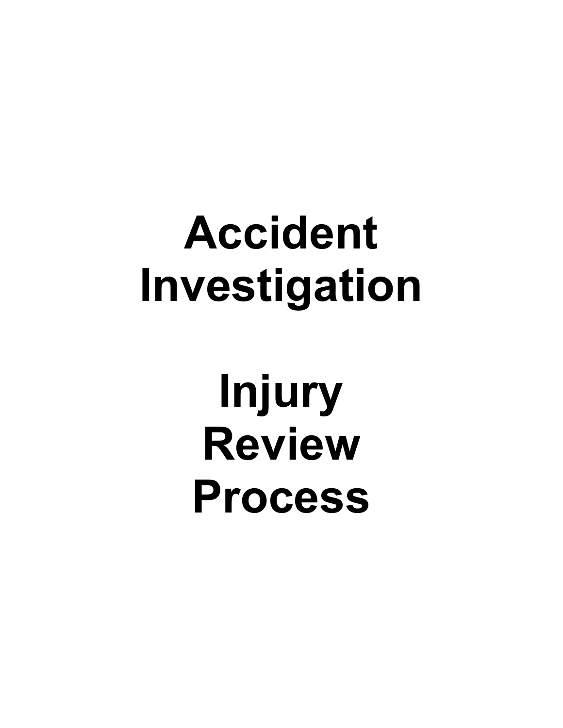# Accident Investigation

# Injury Review Process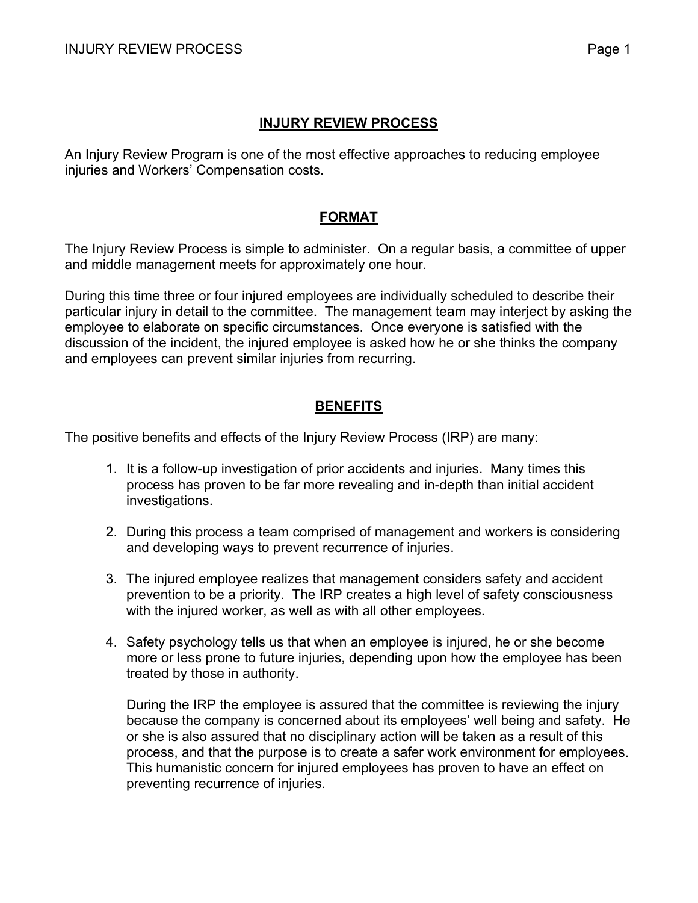## INJURY REVIEW PROCESS

An Injury Review Program is one of the most effective approaches to reducing employee injuries and Workers' Compensation costs.

## FORMAT

The Injury Review Process is simple to administer. On a regular basis, a committee of upper and middle management meets for approximately one hour.

During this time three or four injured employees are individually scheduled to describe their particular injury in detail to the committee. The management team may interject by asking the employee to elaborate on specific circumstances. Once everyone is satisfied with the discussion of the incident, the injured employee is asked how he or she thinks the company and employees can prevent similar injuries from recurring.

## BENEFITS

The positive benefits and effects of the Injury Review Process (IRP) are many:

1. It is a follow-up investigation of prior accidents and injuries. Many times this process has proven to be far more revealing and in-depth than initial accident investigations.

2. During this process a team comprised of management and workers is considering and developing ways to prevent recurrence of injuries.

3. The injured employee realizes that management considers safety and accident prevention to be a priority. The IRP creates a high level of safety consciousness with the injured worker, as well as with all other employees.

4. Safety psychology tells us that when an employee is injured, he or she become more or less prone to future injuries, depending upon how the employee has been treated by those in authority.

   During the IRP the employee is assured that the committee is reviewing the injury because the company is concerned about its employees' well being and safety. He or she is also assured that no disciplinary action will be taken as a result of this process, and that the purpose is to create a safer work environment for employees. This humanistic concern for injured employees has proven to have an effect on preventing recurrence of injuries.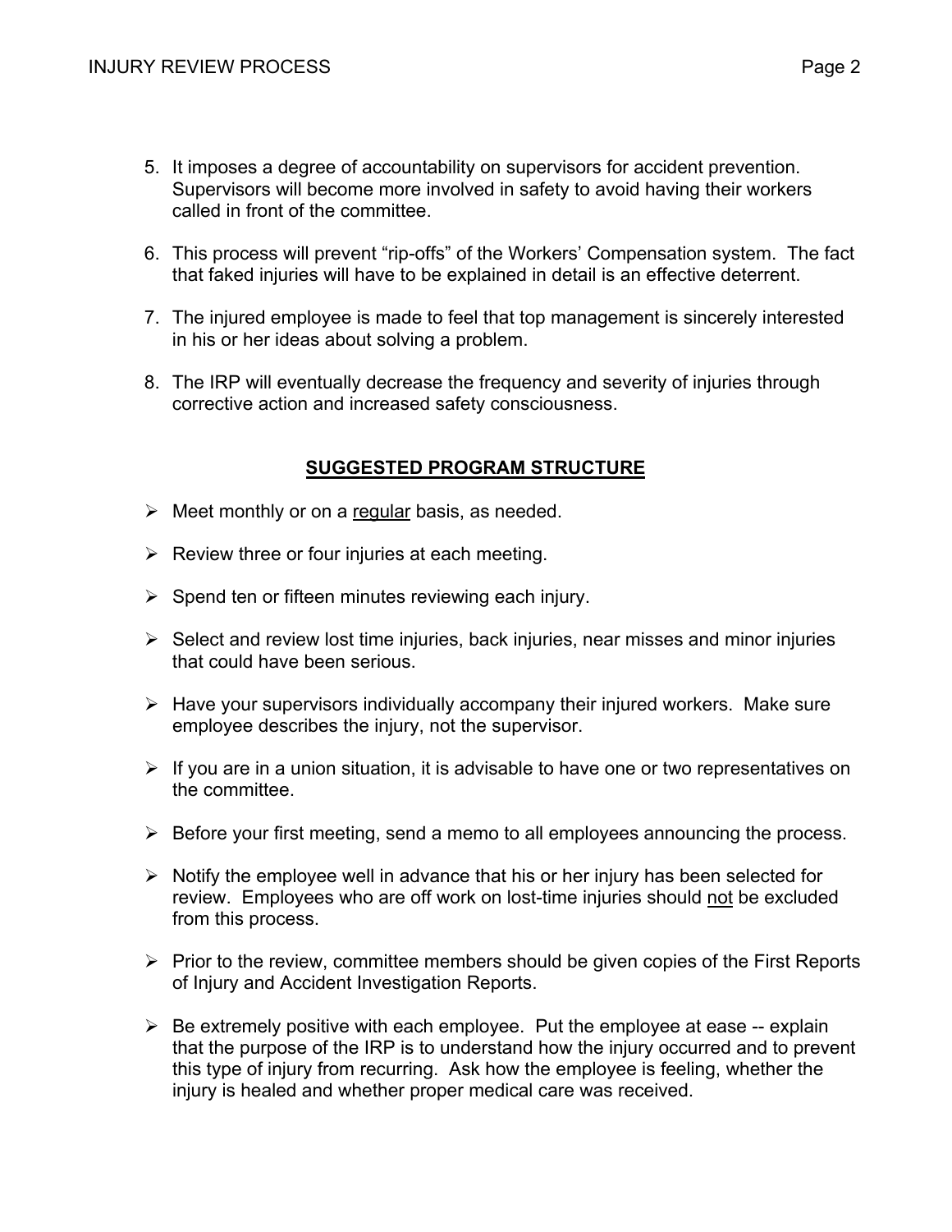5. It imposes a degree of accountability on supervisors for accident prevention. Supervisors will become more involved in safety to avoid having their workers called in front of the committee.

6. This process will prevent "rip-offs" of the Workers' Compensation system. The fact that faked injuries will have to be explained in detail is an effective deterrent.

7. The injured employee is made to feel that top management is sincerely interested in his or her ideas about solving a problem.

8. The IRP will eventually decrease the frequency and severity of injuries through corrective action and increased safety consciousness.

## SUGGESTED PROGRAM STRUCTURE

- Meet monthly or on a <u>regular</u> basis, as needed.
- Review three or four injuries at each meeting.
- Spend ten or fifteen minutes reviewing each injury.
- Select and review lost time injuries, back injuries, near misses and minor injuries that could have been serious.
- Have your supervisors individually accompany their injured workers. Make sure employee describes the injury, not the supervisor.
- If you are in a union situation, it is advisable to have one or two representatives on the committee.
- Before your first meeting, send a memo to all employees announcing the process.
- Notify the employee well in advance that his or her injury has been selected for review. Employees who are off work on lost-time injuries should <u>not</u> be excluded from this process.
- Prior to the review, committee members should be given copies of the First Reports of Injury and Accident Investigation Reports.
- Be extremely positive with each employee. Put the employee at ease -- explain that the purpose of the IRP is to understand how the injury occurred and to prevent this type of injury from recurring. Ask how the employee is feeling, whether the injury is healed and whether proper medical care was received.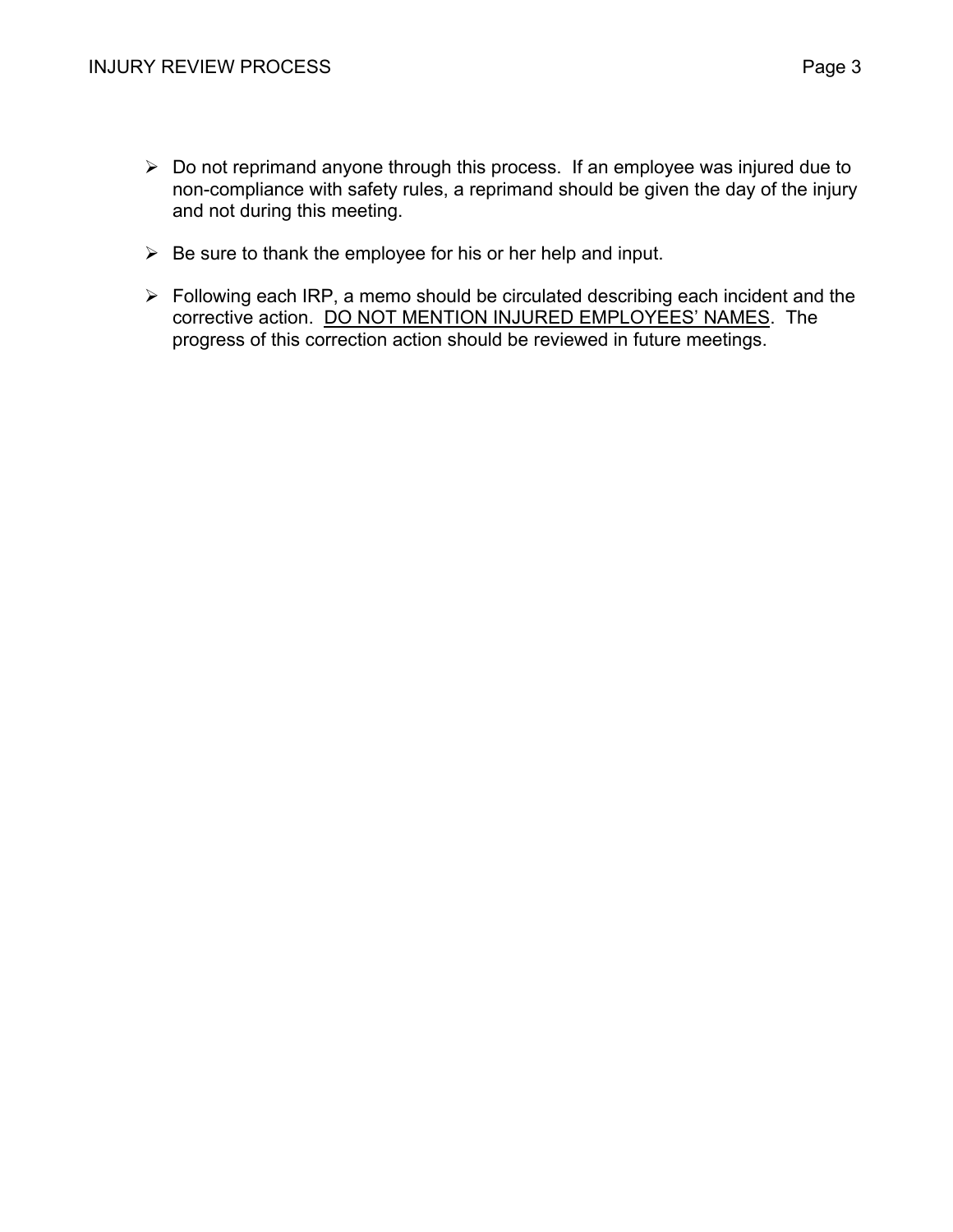- Do not reprimand anyone through this process. If an employee was injured due to non-compliance with safety rules, a reprimand should be given the day of the injury and not during this meeting.

- Be sure to thank the employee for his or her help and input.

- Following each IRP, a memo should be circulated describing each incident and the corrective action. <u>DO NOT MENTION INJURED EMPLOYEES' NAMES</u>. The progress of this correction action should be reviewed in future meetings.